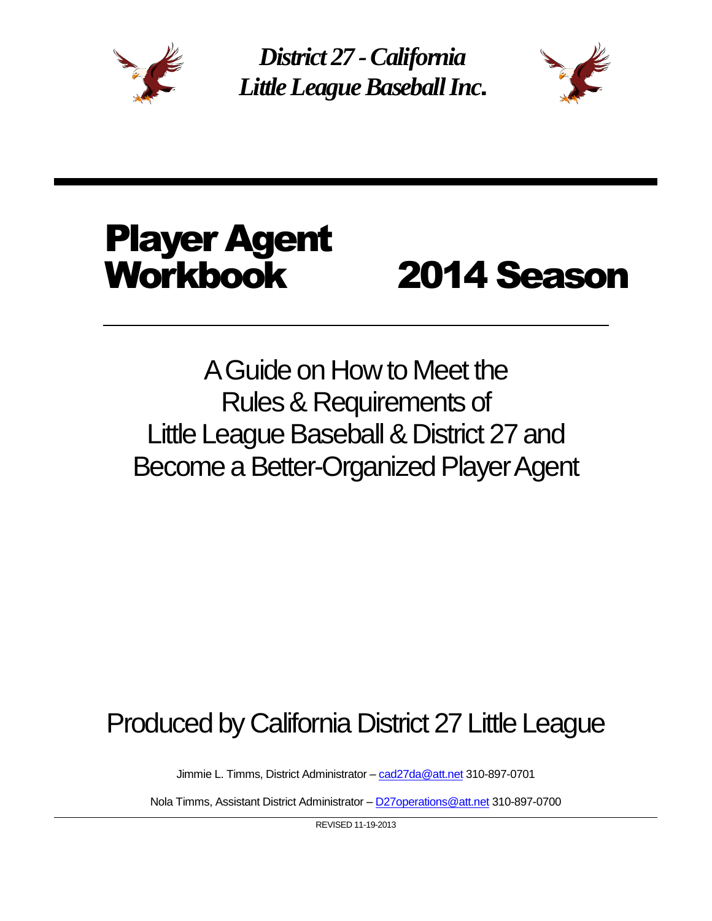***District 27 - California***
***Little League Baseball Inc.***

# Player Agent Workbook 2014 Season

A Guide on How to Meet the
Rules & Requirements of
Little League Baseball & District 27 and
Become a Better-Organized Player Agent

Produced by California District 27 Little League

Jimmie L. Timms, District Administrator – cad27da@att.net 310-897-0701

Nola Timms, Assistant District Administrator – D27operations@att.net 310-897-0700

REVISED 11-19-2013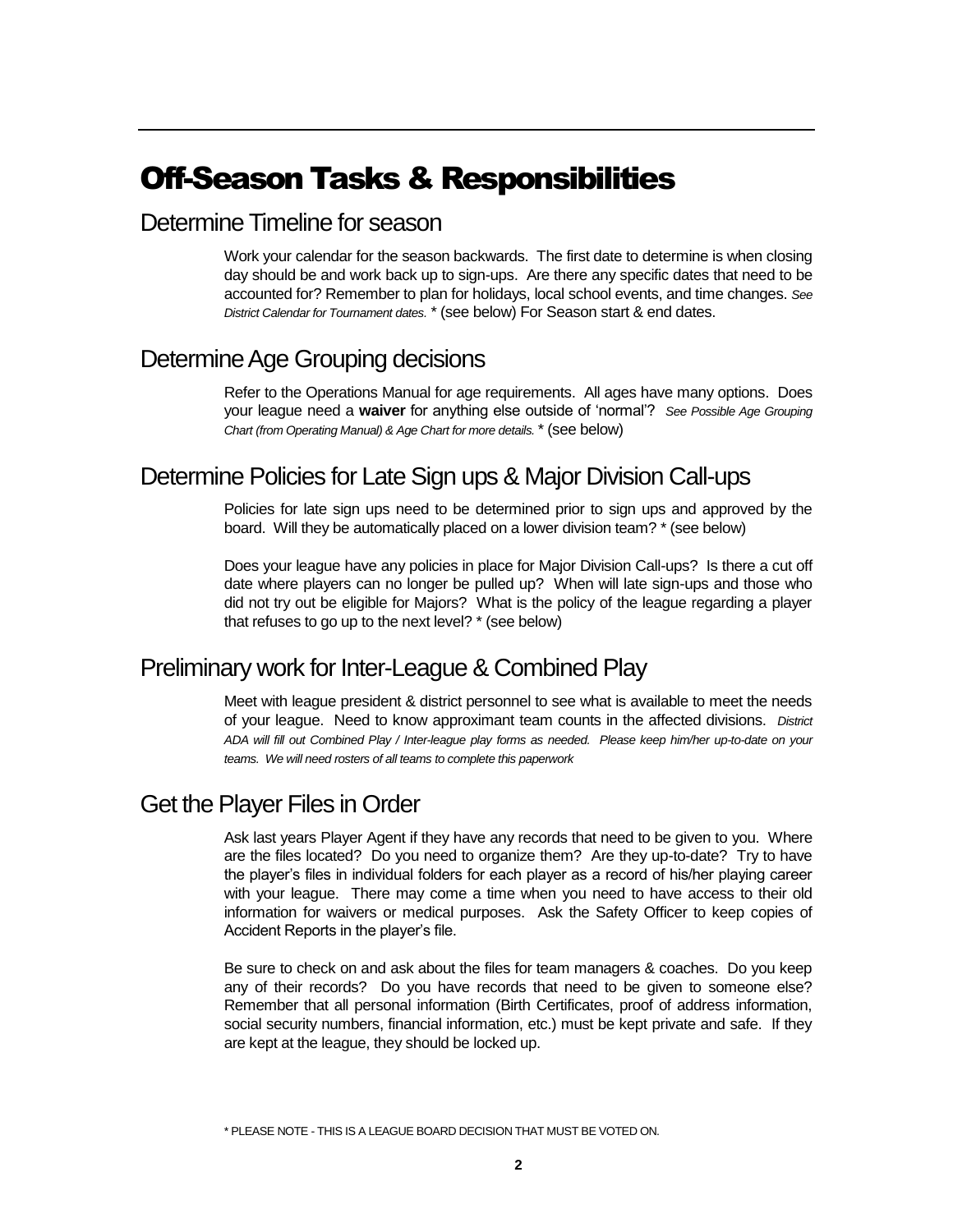# Off-Season Tasks & Responsibilities

## Determine Timeline for season

Work your calendar for the season backwards. The first date to determine is when closing day should be and work back up to sign-ups. Are there any specific dates that need to be accounted for? Remember to plan for holidays, local school events, and time changes. *See District Calendar for Tournament dates.* * (see below) For Season start & end dates.

## Determine Age Grouping decisions

Refer to the Operations Manual for age requirements. All ages have many options. Does your league need a **waiver** for anything else outside of 'normal'? *See Possible Age Grouping Chart (from Operating Manual) & Age Chart for more details.* * (see below)

## Determine Policies for Late Sign ups & Major Division Call-ups

Policies for late sign ups need to be determined prior to sign ups and approved by the board. Will they be automatically placed on a lower division team? * (see below)

Does your league have any policies in place for Major Division Call-ups? Is there a cut off date where players can no longer be pulled up? When will late sign-ups and those who did not try out be eligible for Majors? What is the policy of the league regarding a player that refuses to go up to the next level? * (see below)

## Preliminary work for Inter-League & Combined Play

Meet with league president & district personnel to see what is available to meet the needs of your league. Need to know approximant team counts in the affected divisions. *District ADA will fill out Combined Play / Inter-league play forms as needed. Please keep him/her up-to-date on your teams. We will need rosters of all teams to complete this paperwork*

## Get the Player Files in Order

Ask last years Player Agent if they have any records that need to be given to you. Where are the files located? Do you need to organize them? Are they up-to-date? Try to have the player's files in individual folders for each player as a record of his/her playing career with your league. There may come a time when you need to have access to their old information for waivers or medical purposes. Ask the Safety Officer to keep copies of Accident Reports in the player's file.

Be sure to check on and ask about the files for team managers & coaches. Do you keep any of their records? Do you have records that need to be given to someone else? Remember that all personal information (Birth Certificates, proof of address information, social security numbers, financial information, etc.) must be kept private and safe. If they are kept at the league, they should be locked up.

* PLEASE NOTE - THIS IS A LEAGUE BOARD DECISION THAT MUST BE VOTED ON.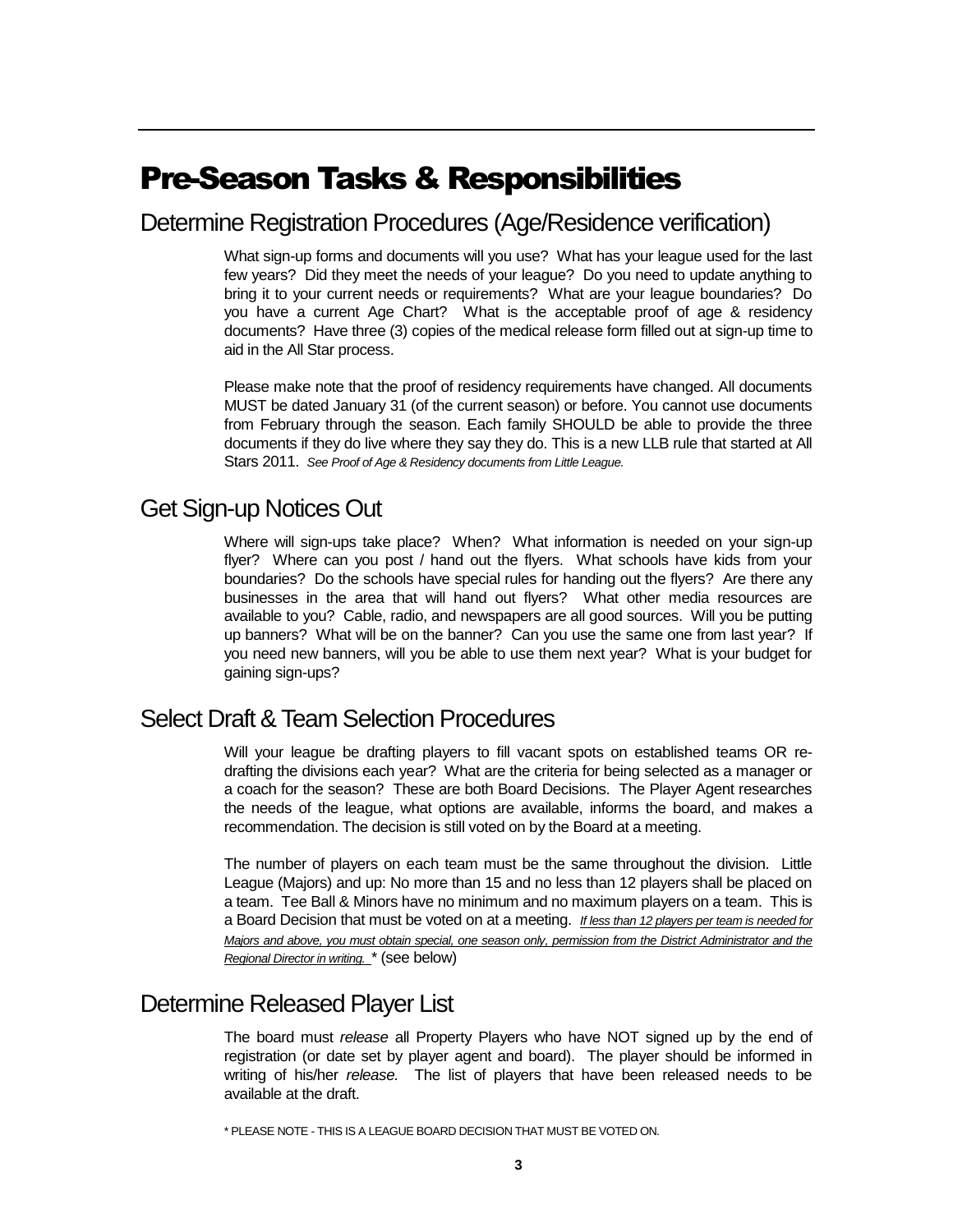# Pre-Season Tasks & Responsibilities

## Determine Registration Procedures (Age/Residence verification)

What sign-up forms and documents will you use? What has your league used for the last few years? Did they meet the needs of your league? Do you need to update anything to bring it to your current needs or requirements? What are your league boundaries? Do you have a current Age Chart? What is the acceptable proof of age & residency documents? Have three (3) copies of the medical release form filled out at sign-up time to aid in the All Star process.

Please make note that the proof of residency requirements have changed. All documents MUST be dated January 31 (of the current season) or before. You cannot use documents from February through the season. Each family SHOULD be able to provide the three documents if they do live where they say they do. This is a new LLB rule that started at All Stars 2011. *See Proof of Age & Residency documents from Little League.*

## Get Sign-up Notices Out

Where will sign-ups take place? When? What information is needed on your sign-up flyer? Where can you post / hand out the flyers. What schools have kids from your boundaries? Do the schools have special rules for handing out the flyers? Are there any businesses in the area that will hand out flyers? What other media resources are available to you? Cable, radio, and newspapers are all good sources. Will you be putting up banners? What will be on the banner? Can you use the same one from last year? If you need new banners, will you be able to use them next year? What is your budget for gaining sign-ups?

## Select Draft & Team Selection Procedures

Will your league be drafting players to fill vacant spots on established teams OR re-drafting the divisions each year? What are the criteria for being selected as a manager or a coach for the season? These are both Board Decisions. The Player Agent researches the needs of the league, what options are available, informs the board, and makes a recommendation. The decision is still voted on by the Board at a meeting.

The number of players on each team must be the same throughout the division. Little League (Majors) and up: No more than 15 and no less than 12 players shall be placed on a team. Tee Ball & Minors have no minimum and no maximum players on a team. This is a Board Decision that must be voted on at a meeting. *If less than 12 players per team is needed for Majors and above, you must obtain special, one season only, permission from the District Administrator and the Regional Director in writing.* * (see below)

## Determine Released Player List

The board must *release* all Property Players who have NOT signed up by the end of registration (or date set by player agent and board). The player should be informed in writing of his/her *release*. The list of players that have been released needs to be available at the draft.

* PLEASE NOTE - THIS IS A LEAGUE BOARD DECISION THAT MUST BE VOTED ON.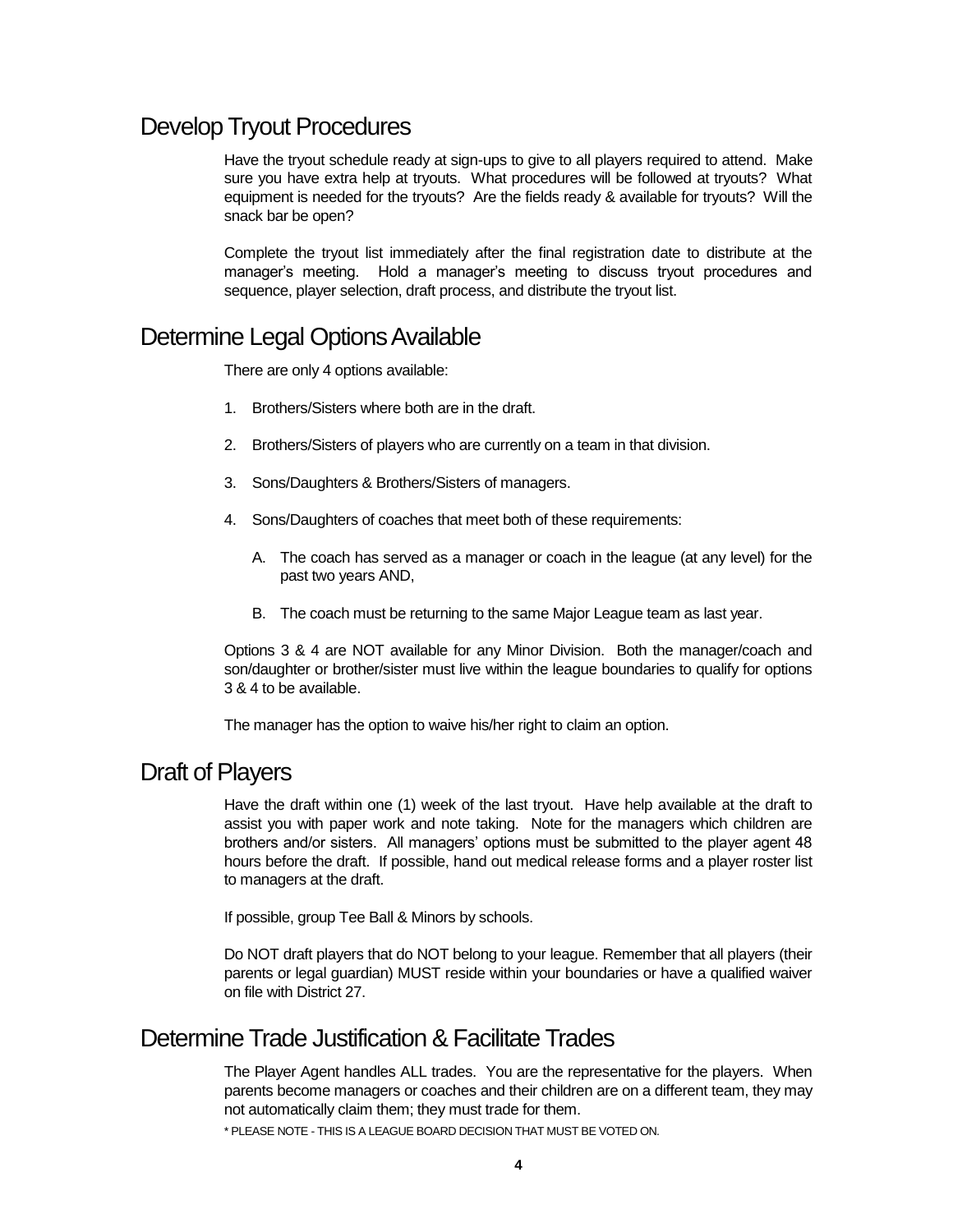## Develop Tryout Procedures

Have the tryout schedule ready at sign-ups to give to all players required to attend. Make sure you have extra help at tryouts. What procedures will be followed at tryouts? What equipment is needed for the tryouts? Are the fields ready & available for tryouts? Will the snack bar be open?

Complete the tryout list immediately after the final registration date to distribute at the manager's meeting. Hold a manager's meeting to discuss tryout procedures and sequence, player selection, draft process, and distribute the tryout list.

## Determine Legal Options Available

There are only 4 options available:

1. Brothers/Sisters where both are in the draft.

2. Brothers/Sisters of players who are currently on a team in that division.

3. Sons/Daughters & Brothers/Sisters of managers.

4. Sons/Daughters of coaches that meet both of these requirements:

   A. The coach has served as a manager or coach in the league (at any level) for the past two years AND,

   B. The coach must be returning to the same Major League team as last year.

Options 3 & 4 are NOT available for any Minor Division. Both the manager/coach and son/daughter or brother/sister must live within the league boundaries to qualify for options 3 & 4 to be available.

The manager has the option to waive his/her right to claim an option.

## Draft of Players

Have the draft within one (1) week of the last tryout. Have help available at the draft to assist you with paper work and note taking. Note for the managers which children are brothers and/or sisters. All managers' options must be submitted to the player agent 48 hours before the draft. If possible, hand out medical release forms and a player roster list to managers at the draft.

If possible, group Tee Ball & Minors by schools.

Do NOT draft players that do NOT belong to your league. Remember that all players (their parents or legal guardian) MUST reside within your boundaries or have a qualified waiver on file with District 27.

## Determine Trade Justification & Facilitate Trades

The Player Agent handles ALL trades. You are the representative for the players. When parents become managers or coaches and their children are on a different team, they may not automatically claim them; they must trade for them.

* PLEASE NOTE - THIS IS A LEAGUE BOARD DECISION THAT MUST BE VOTED ON.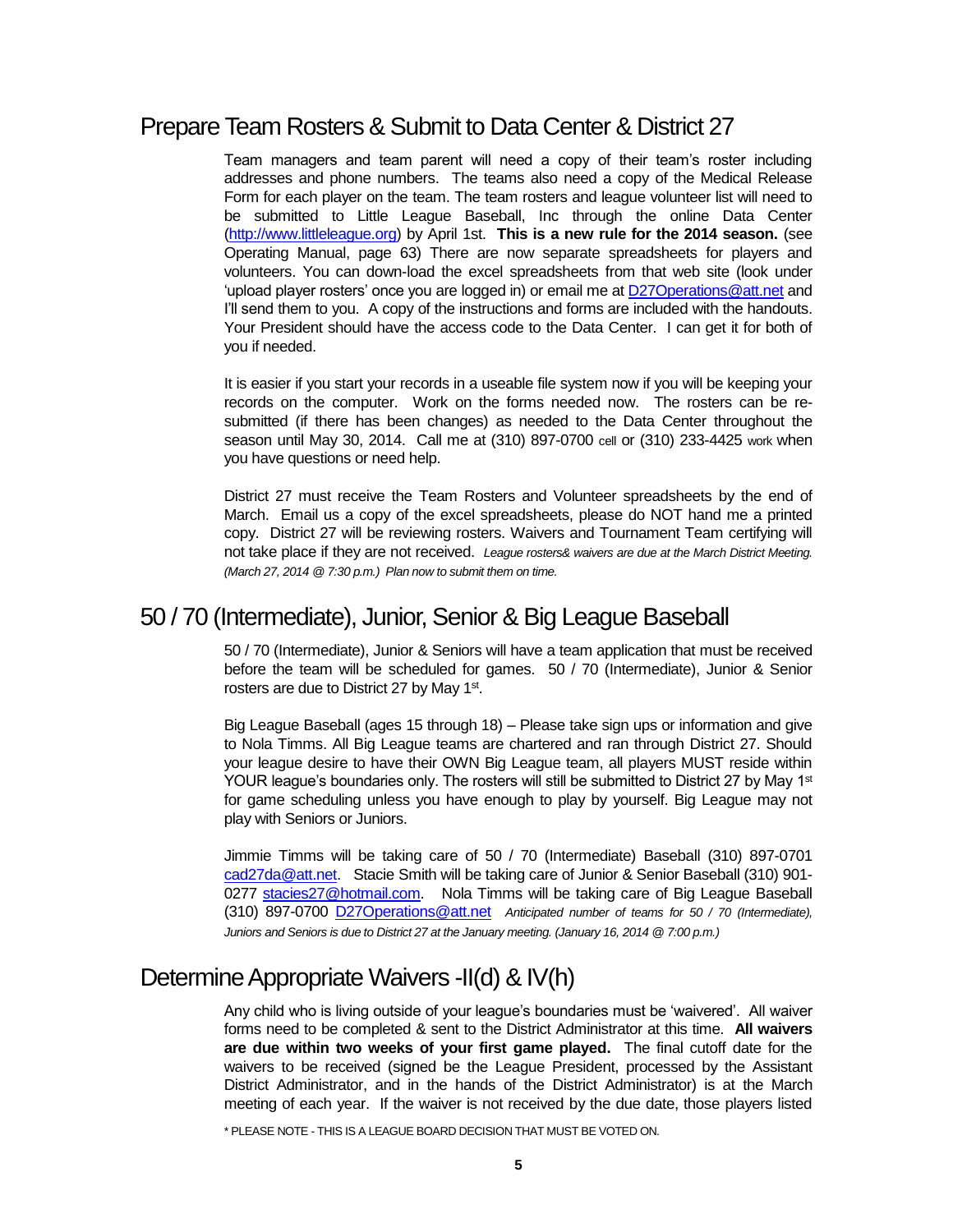## Prepare Team Rosters & Submit to Data Center & District 27

Team managers and team parent will need a copy of their team's roster including addresses and phone numbers. The teams also need a copy of the Medical Release Form for each player on the team. The team rosters and league volunteer list will need to be submitted to Little League Baseball, Inc through the online Data Center (http://www.littleleague.org) by April 1st. **This is a new rule for the 2014 season.** (see Operating Manual, page 63) There are now separate spreadsheets for players and volunteers. You can down-load the excel spreadsheets from that web site (look under 'upload player rosters' once you are logged in) or email me at D27Operations@att.net and I'll send them to you. A copy of the instructions and forms are included with the handouts. Your President should have the access code to the Data Center. I can get it for both of you if needed.

It is easier if you start your records in a useable file system now if you will be keeping your records on the computer. Work on the forms needed now. The rosters can be re-submitted (if there has been changes) as needed to the Data Center throughout the season until May 30, 2014. Call me at (310) 897-0700 cell or (310) 233-4425 work when you have questions or need help.

District 27 must receive the Team Rosters and Volunteer spreadsheets by the end of March. Email us a copy of the excel spreadsheets, please do NOT hand me a printed copy. District 27 will be reviewing rosters. Waivers and Tournament Team certifying will not take place if they are not received. *League rosters& waivers are due at the March District Meeting. (March 27, 2014 @ 7:30 p.m.) Plan now to submit them on time.*

## 50 / 70 (Intermediate), Junior, Senior & Big League Baseball

50 / 70 (Intermediate), Junior & Seniors will have a team application that must be received before the team will be scheduled for games. 50 / 70 (Intermediate), Junior & Senior rosters are due to District 27 by May 1st.

Big League Baseball (ages 15 through 18) – Please take sign ups or information and give to Nola Timms. All Big League teams are chartered and ran through District 27. Should your league desire to have their OWN Big League team, all players MUST reside within YOUR league's boundaries only. The rosters will still be submitted to District 27 by May 1st for game scheduling unless you have enough to play by yourself. Big League may not play with Seniors or Juniors.

Jimmie Timms will be taking care of 50 / 70 (Intermediate) Baseball (310) 897-0701 cad27da@att.net. Stacie Smith will be taking care of Junior & Senior Baseball (310) 901-0277 stacies27@hotmail.com. Nola Timms will be taking care of Big League Baseball (310) 897-0700 D27Operations@att.net *Anticipated number of teams for 50 / 70 (Intermediate), Juniors and Seniors is due to District 27 at the January meeting. (January 16, 2014 @ 7:00 p.m.)*

## Determine Appropriate Waivers -II(d) & IV(h)

Any child who is living outside of your league's boundaries must be 'waivered'. All waiver forms need to be completed & sent to the District Administrator at this time. **All waivers are due within two weeks of your first game played.** The final cutoff date for the waivers to be received (signed be the League President, processed by the Assistant District Administrator, and in the hands of the District Administrator) is at the March meeting of each year. If the waiver is not received by the due date, those players listed

\* PLEASE NOTE - THIS IS A LEAGUE BOARD DECISION THAT MUST BE VOTED ON.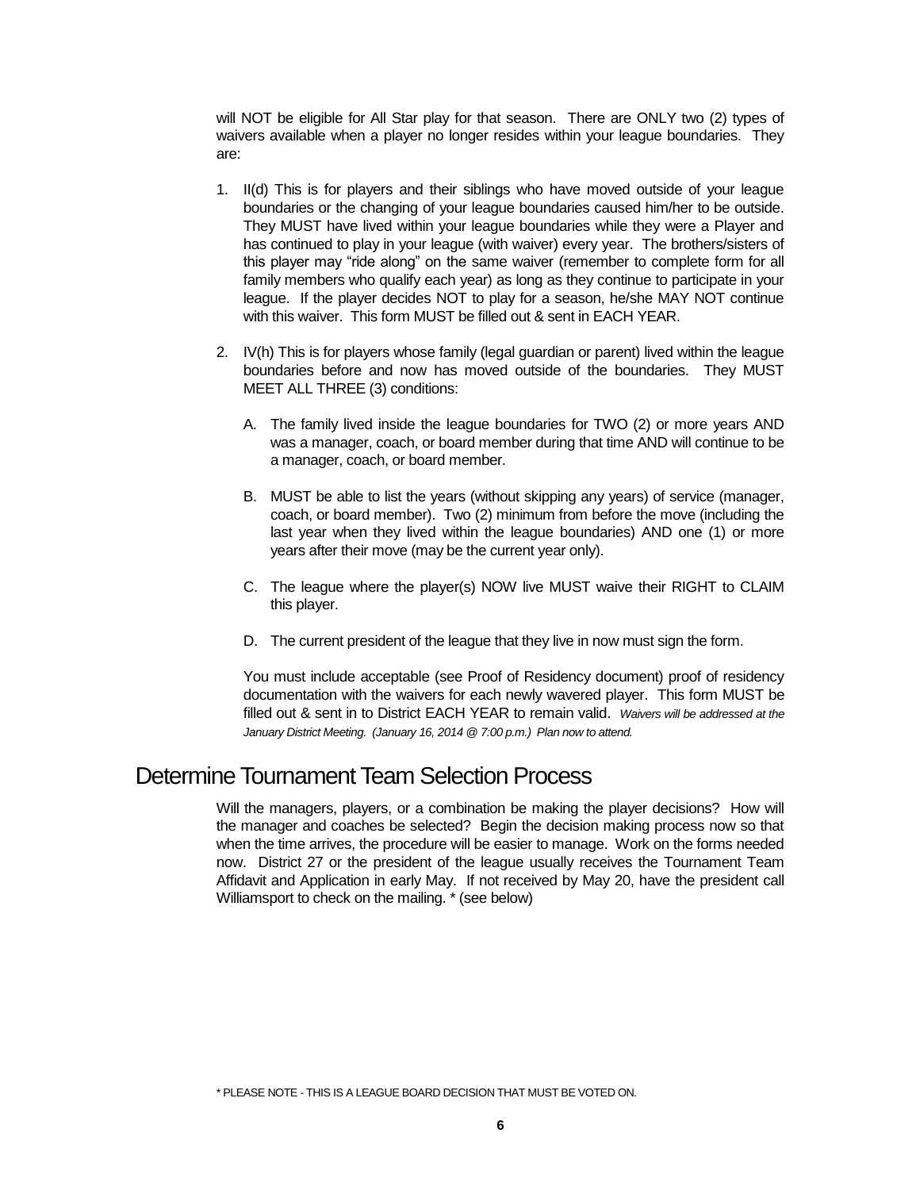will NOT be eligible for All Star play for that season. There are ONLY two (2) types of waivers available when a player no longer resides within your league boundaries. They are:

1. II(d) This is for players and their siblings who have moved outside of your league boundaries or the changing of your league boundaries caused him/her to be outside. They MUST have lived within your league boundaries while they were a Player and has continued to play in your league (with waiver) every year. The brothers/sisters of this player may "ride along" on the same waiver (remember to complete form for all family members who qualify each year) as long as they continue to participate in your league. If the player decides NOT to play for a season, he/she MAY NOT continue with this waiver. This form MUST be filled out & sent in EACH YEAR.

2. IV(h) This is for players whose family (legal guardian or parent) lived within the league boundaries before and now has moved outside of the boundaries. They MUST MEET ALL THREE (3) conditions:

   A. The family lived inside the league boundaries for TWO (2) or more years AND was a manager, coach, or board member during that time AND will continue to be a manager, coach, or board member.

   B. MUST be able to list the years (without skipping any years) of service (manager, coach, or board member). Two (2) minimum from before the move (including the last year when they lived within the league boundaries) AND one (1) or more years after their move (may be the current year only).

   C. The league where the player(s) NOW live MUST waive their RIGHT to CLAIM this player.

   D. The current president of the league that they live in now must sign the form.

   You must include acceptable (see Proof of Residency document) proof of residency documentation with the waivers for each newly wavered player. This form MUST be filled out & sent in to District EACH YEAR to remain valid. *Waivers will be addressed at the January District Meeting. (January 16, 2014 @ 7:00 p.m.) Plan now to attend.*

## Determine Tournament Team Selection Process

Will the managers, players, or a combination be making the player decisions? How will the manager and coaches be selected? Begin the decision making process now so that when the time arrives, the procedure will be easier to manage. Work on the forms needed now. District 27 or the president of the league usually receives the Tournament Team Affidavit and Application in early May. If not received by May 20, have the president call Williamsport to check on the mailing. * (see below)

* PLEASE NOTE - THIS IS A LEAGUE BOARD DECISION THAT MUST BE VOTED ON.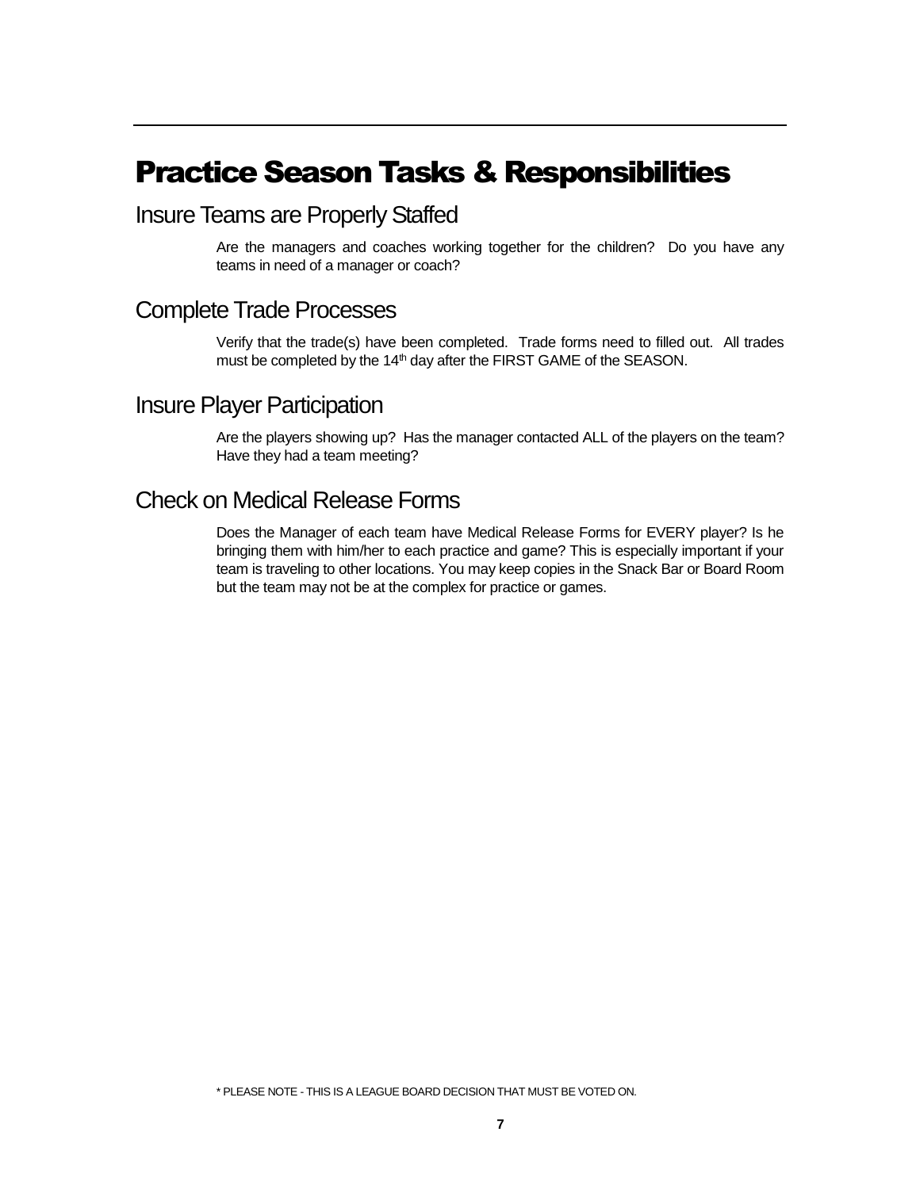# Practice Season Tasks & Responsibilities

## Insure Teams are Properly Staffed

Are the managers and coaches working together for the children? Do you have any teams in need of a manager or coach?

## Complete Trade Processes

Verify that the trade(s) have been completed. Trade forms need to filled out. All trades must be completed by the 14th day after the FIRST GAME of the SEASON.

## Insure Player Participation

Are the players showing up? Has the manager contacted ALL of the players on the team? Have they had a team meeting?

## Check on Medical Release Forms

Does the Manager of each team have Medical Release Forms for EVERY player? Is he bringing them with him/her to each practice and game? This is especially important if your team is traveling to other locations. You may keep copies in the Snack Bar or Board Room but the team may not be at the complex for practice or games.

* PLEASE NOTE - THIS IS A LEAGUE BOARD DECISION THAT MUST BE VOTED ON.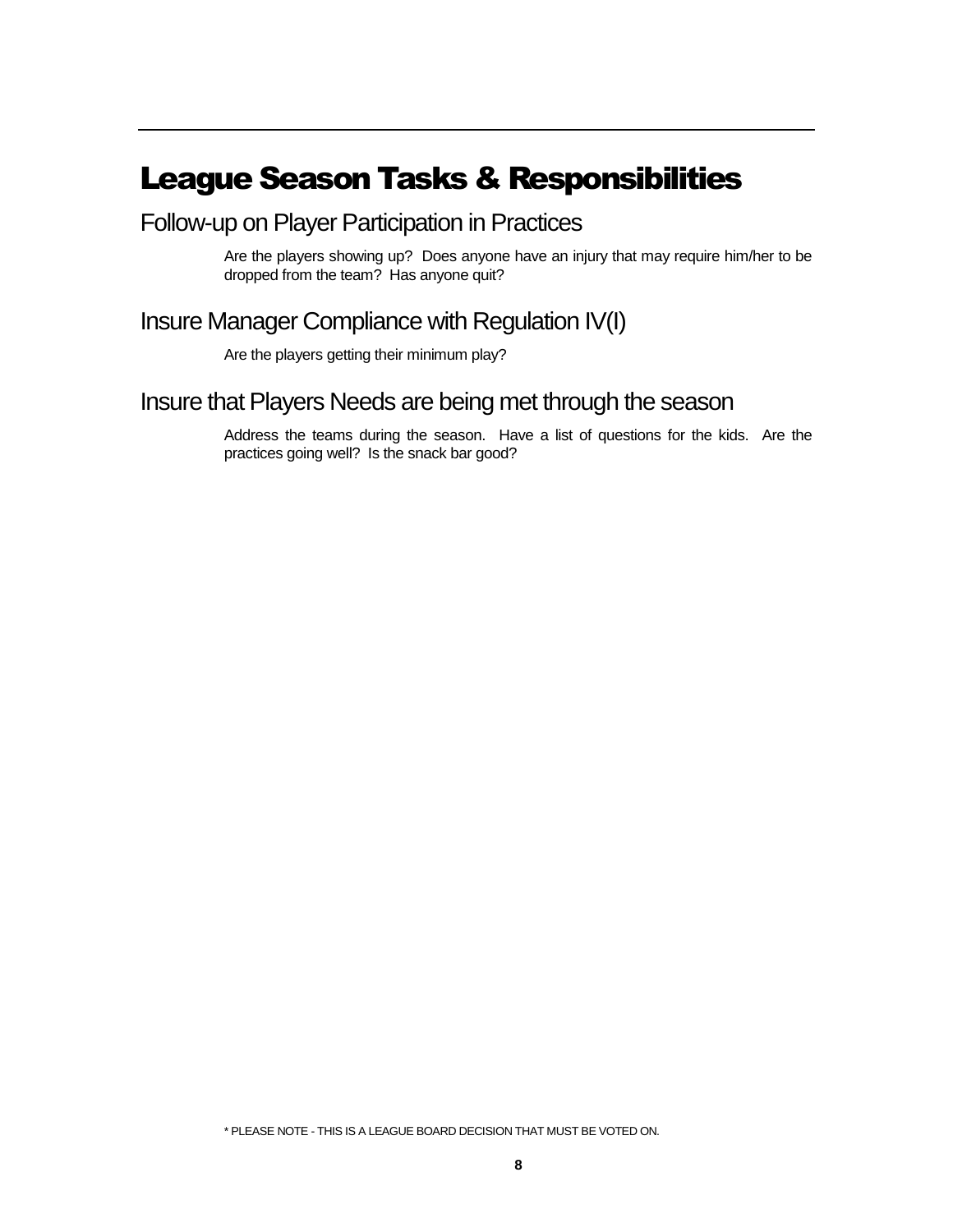# League Season Tasks & Responsibilities

## Follow-up on Player Participation in Practices

Are the players showing up? Does anyone have an injury that may require him/her to be dropped from the team? Has anyone quit?

## Insure Manager Compliance with Regulation IV(I)

Are the players getting their minimum play?

## Insure that Players Needs are being met through the season

Address the teams during the season. Have a list of questions for the kids. Are the practices going well? Is the snack bar good?

* PLEASE NOTE - THIS IS A LEAGUE BOARD DECISION THAT MUST BE VOTED ON.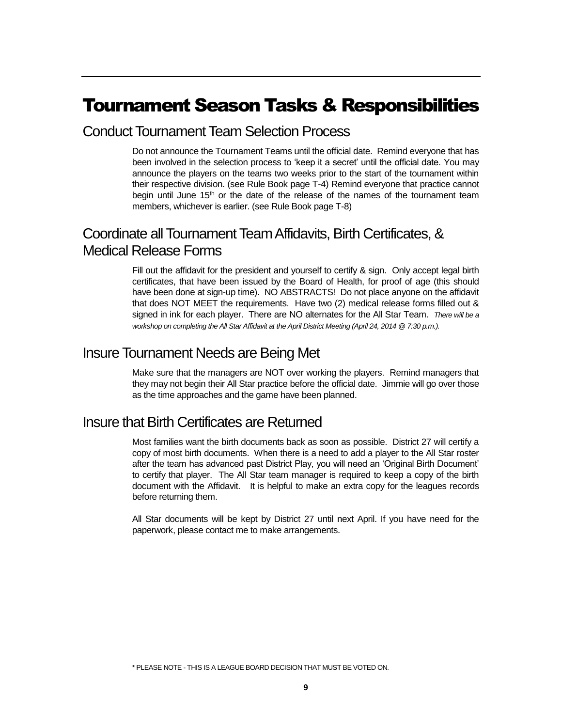# Tournament Season Tasks & Responsibilities

## Conduct Tournament Team Selection Process

Do not announce the Tournament Teams until the official date. Remind everyone that has been involved in the selection process to 'keep it a secret' until the official date. You may announce the players on the teams two weeks prior to the start of the tournament within their respective division. (see Rule Book page T-4) Remind everyone that practice cannot begin until June 15th or the date of the release of the names of the tournament team members, whichever is earlier. (see Rule Book page T-8)

## Coordinate all Tournament Team Affidavits, Birth Certificates, & Medical Release Forms

Fill out the affidavit for the president and yourself to certify & sign. Only accept legal birth certificates, that have been issued by the Board of Health, for proof of age (this should have been done at sign-up time). NO ABSTRACTS! Do not place anyone on the affidavit that does NOT MEET the requirements. Have two (2) medical release forms filled out & signed in ink for each player. There are NO alternates for the All Star Team. *There will be a workshop on completing the All Star Affidavit at the April District Meeting (April 24, 2014 @ 7:30 p.m.).*

## Insure Tournament Needs are Being Met

Make sure that the managers are NOT over working the players. Remind managers that they may not begin their All Star practice before the official date. Jimmie will go over those as the time approaches and the game have been planned.

## Insure that Birth Certificates are Returned

Most families want the birth documents back as soon as possible. District 27 will certify a copy of most birth documents. When there is a need to add a player to the All Star roster after the team has advanced past District Play, you will need an 'Original Birth Document' to certify that player. The All Star team manager is required to keep a copy of the birth document with the Affidavit. It is helpful to make an extra copy for the leagues records before returning them.

All Star documents will be kept by District 27 until next April. If you have need for the paperwork, please contact me to make arrangements.

\* PLEASE NOTE - THIS IS A LEAGUE BOARD DECISION THAT MUST BE VOTED ON.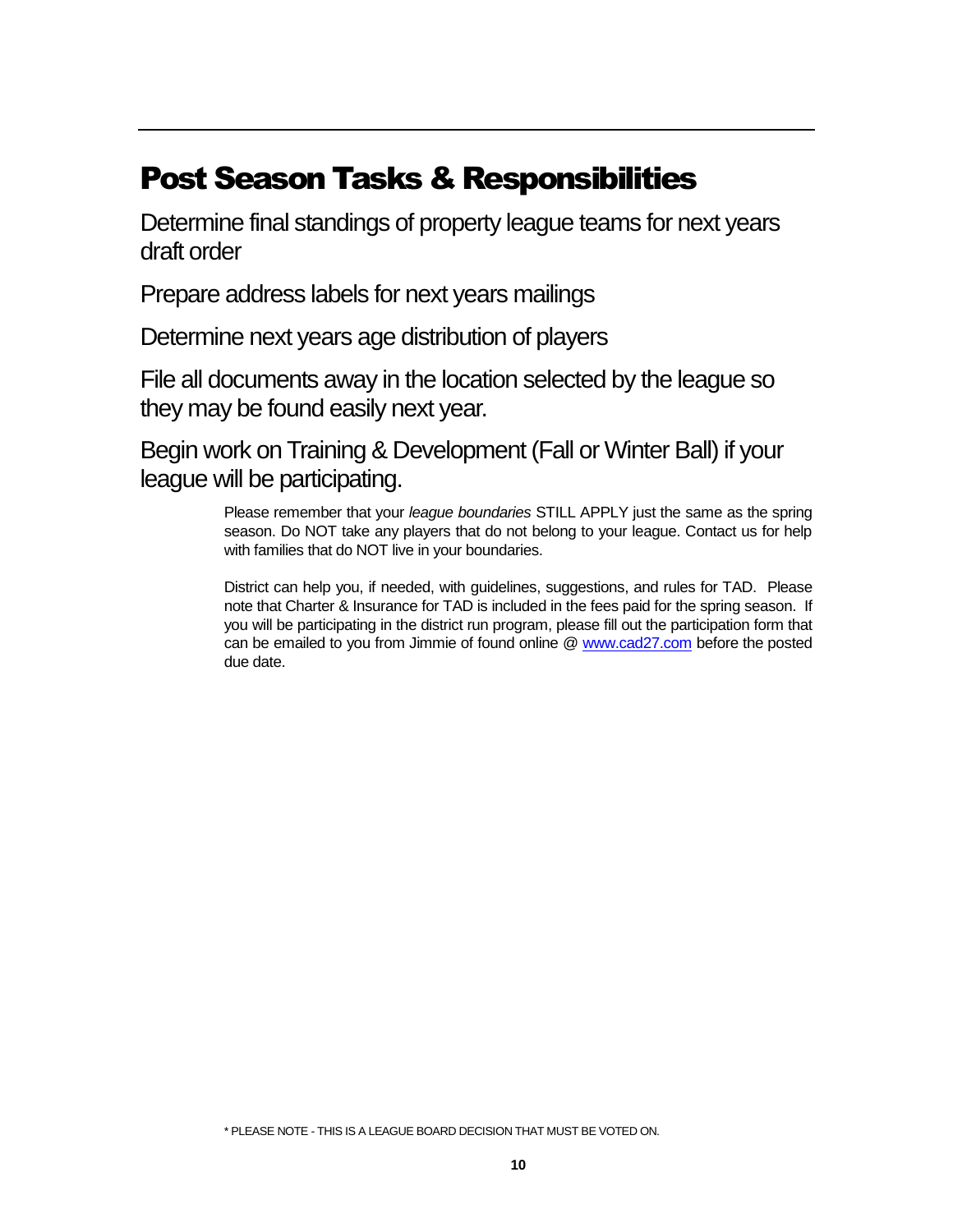# Post Season Tasks & Responsibilities

Determine final standings of property league teams for next years draft order

Prepare address labels for next years mailings

Determine next years age distribution of players

File all documents away in the location selected by the league so they may be found easily next year.

Begin work on Training & Development (Fall or Winter Ball) if your league will be participating.

> Please remember that your *league boundaries* STILL APPLY just the same as the spring season. Do NOT take any players that do not belong to your league. Contact us for help with families that do NOT live in your boundaries.
>
> District can help you, if needed, with guidelines, suggestions, and rules for TAD. Please note that Charter & Insurance for TAD is included in the fees paid for the spring season. If you will be participating in the district run program, please fill out the participation form that can be emailed to you from Jimmie of found online @ [www.cad27.com](http://www.cad27.com) before the posted due date.

* PLEASE NOTE - THIS IS A LEAGUE BOARD DECISION THAT MUST BE VOTED ON.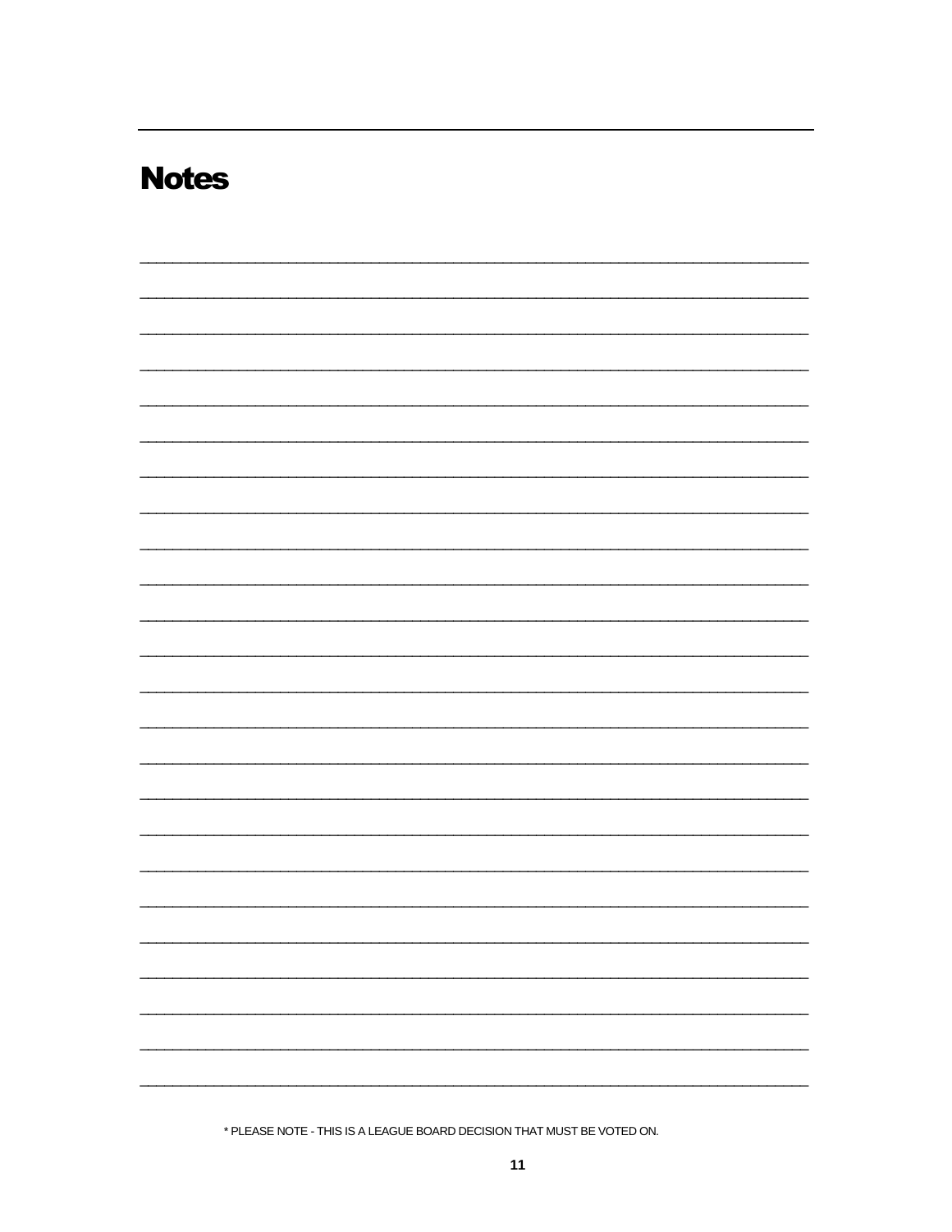# Notes

\* PLEASE NOTE - THIS IS A LEAGUE BOARD DECISION THAT MUST BE VOTED ON.